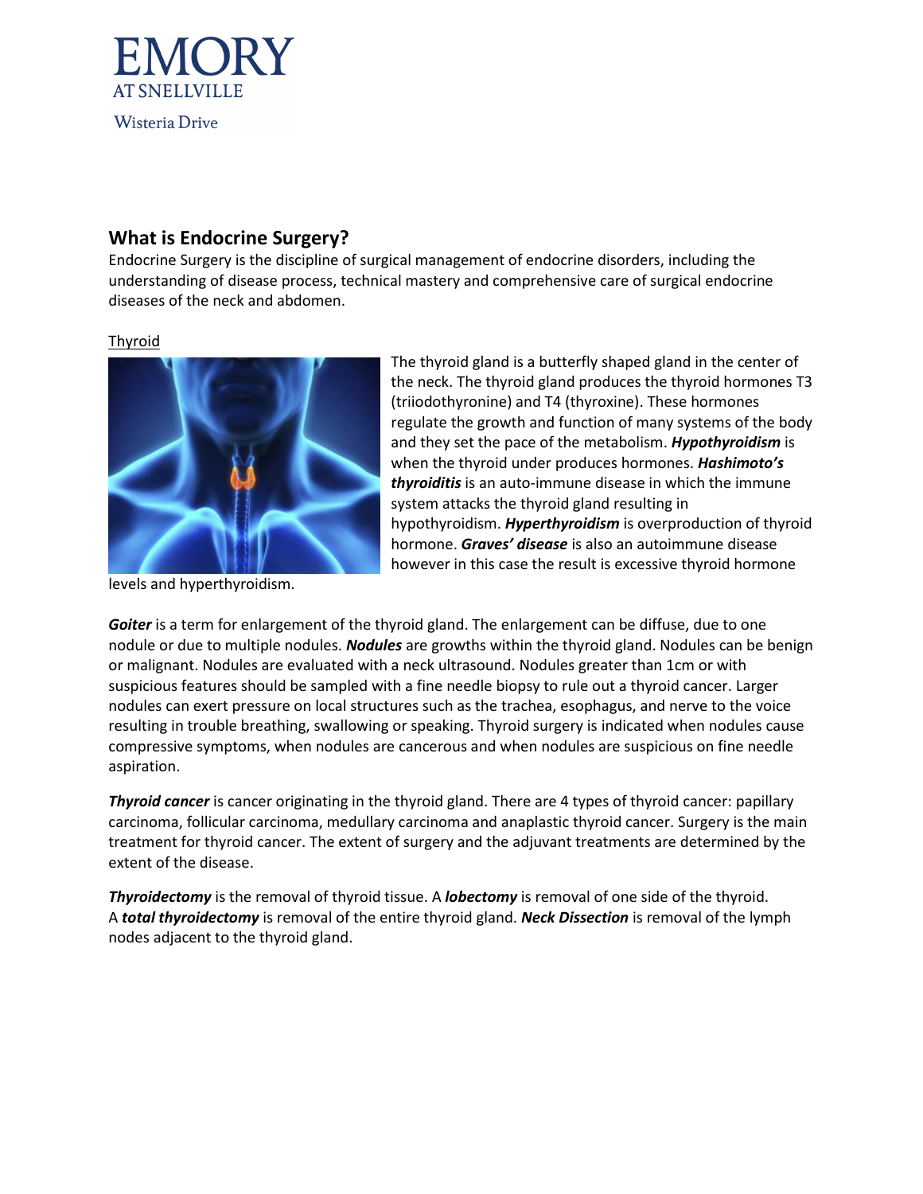EMORY
AT SNELLVILLE
Wisteria Drive

## What is Endocrine Surgery?

Endocrine Surgery is the discipline of surgical management of endocrine disorders, including the understanding of disease process, technical mastery and comprehensive care of surgical endocrine diseases of the neck and abdomen.

Thyroid

The thyroid gland is a butterfly shaped gland in the center of the neck. The thyroid gland produces the thyroid hormones T3 (triiodothyronine) and T4 (thyroxine). These hormones regulate the growth and function of many systems of the body and they set the pace of the metabolism. ***Hypothyroidism*** is when the thyroid under produces hormones. ***Hashimoto's thyroiditis*** is an auto-immune disease in which the immune system attacks the thyroid gland resulting in hypothyroidism. ***Hyperthyroidism*** is overproduction of thyroid hormone. ***Graves' disease*** is also an autoimmune disease however in this case the result is excessive thyroid hormone levels and hyperthyroidism.

***Goiter*** is a term for enlargement of the thyroid gland. The enlargement can be diffuse, due to one nodule or due to multiple nodules. ***Nodules*** are growths within the thyroid gland. Nodules can be benign or malignant. Nodules are evaluated with a neck ultrasound. Nodules greater than 1cm or with suspicious features should be sampled with a fine needle biopsy to rule out a thyroid cancer. Larger nodules can exert pressure on local structures such as the trachea, esophagus, and nerve to the voice resulting in trouble breathing, swallowing or speaking. Thyroid surgery is indicated when nodules cause compressive symptoms, when nodules are cancerous and when nodules are suspicious on fine needle aspiration.

***Thyroid cancer*** is cancer originating in the thyroid gland. There are 4 types of thyroid cancer: papillary carcinoma, follicular carcinoma, medullary carcinoma and anaplastic thyroid cancer. Surgery is the main treatment for thyroid cancer. The extent of surgery and the adjuvant treatments are determined by the extent of the disease.

***Thyroidectomy*** is the removal of thyroid tissue. A ***lobectomy*** is removal of one side of the thyroid. A ***total thyroidectomy*** is removal of the entire thyroid gland. ***Neck Dissection*** is removal of the lymph nodes adjacent to the thyroid gland.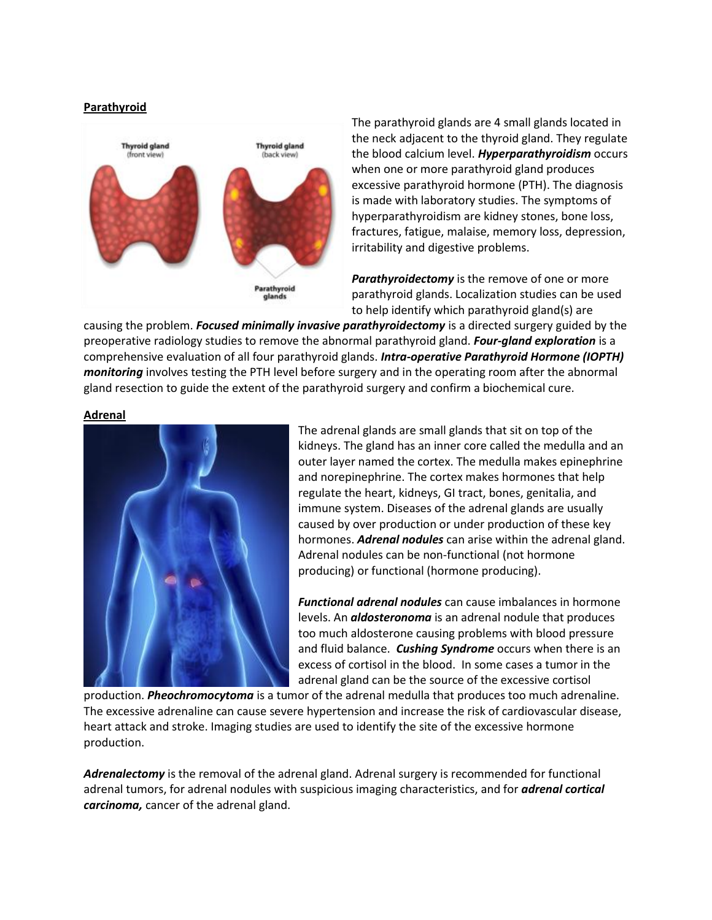**Parathyroid**

Thyroid gland (front view)

Thyroid gland (back view)

Parathyroid glands

The parathyroid glands are 4 small glands located in the neck adjacent to the thyroid gland. They regulate the blood calcium level. ***Hyperparathyroidism*** occurs when one or more parathyroid gland produces excessive parathyroid hormone (PTH). The diagnosis is made with laboratory studies. The symptoms of hyperparathyroidism are kidney stones, bone loss, fractures, fatigue, malaise, memory loss, depression, irritability and digestive problems.

***Parathyroidectomy*** is the remove of one or more parathyroid glands. Localization studies can be used to help identify which parathyroid gland(s) are causing the problem. ***Focused minimally invasive parathyroidectomy*** is a directed surgery guided by the preoperative radiology studies to remove the abnormal parathyroid gland. ***Four-gland exploration*** is a comprehensive evaluation of all four parathyroid glands. ***Intra-operative Parathyroid Hormone (IOPTH) monitoring*** involves testing the PTH level before surgery and in the operating room after the abnormal gland resection to guide the extent of the parathyroid surgery and confirm a biochemical cure.

**Adrenal**

The adrenal glands are small glands that sit on top of the kidneys. The gland has an inner core called the medulla and an outer layer named the cortex. The medulla makes epinephrine and norepinephrine. The cortex makes hormones that help regulate the heart, kidneys, GI tract, bones, genitalia, and immune system. Diseases of the adrenal glands are usually caused by over production or under production of these key hormones. ***Adrenal nodules*** can arise within the adrenal gland. Adrenal nodules can be non-functional (not hormone producing) or functional (hormone producing).

***Functional adrenal nodules*** can cause imbalances in hormone levels. An ***aldosteronoma*** is an adrenal nodule that produces too much aldosterone causing problems with blood pressure and fluid balance. ***Cushing Syndrome*** occurs when there is an excess of cortisol in the blood. In some cases a tumor in the adrenal gland can be the source of the excessive cortisol production. ***Pheochromocytoma*** is a tumor of the adrenal medulla that produces too much adrenaline. The excessive adrenaline can cause severe hypertension and increase the risk of cardiovascular disease, heart attack and stroke. Imaging studies are used to identify the site of the excessive hormone production.

***Adrenalectomy*** is the removal of the adrenal gland. Adrenal surgery is recommended for functional adrenal tumors, for adrenal nodules with suspicious imaging characteristics, and for ***adrenal cortical carcinoma,*** cancer of the adrenal gland.